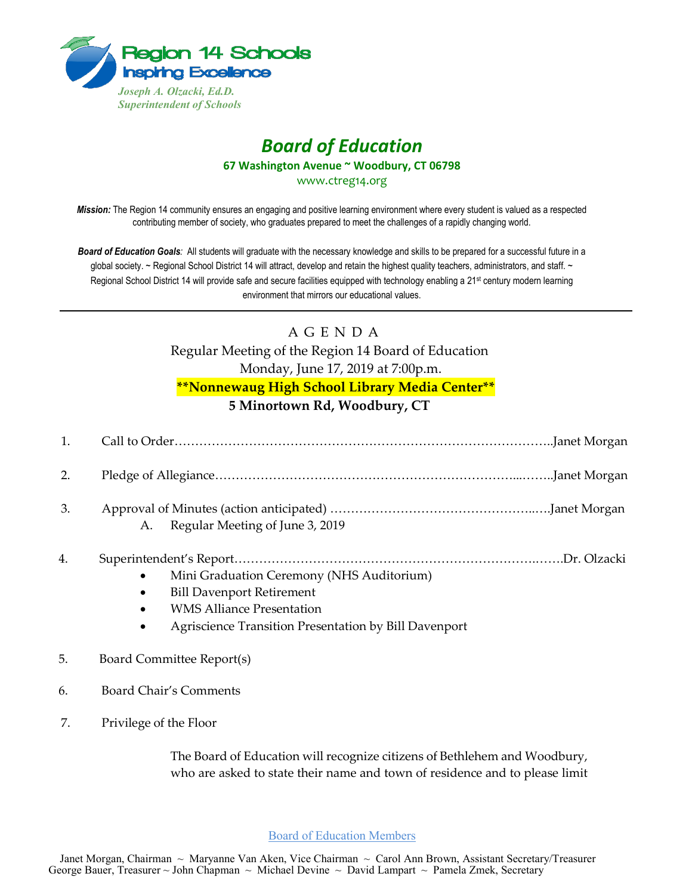**Region 14 Schools**
**Inspiring Excellence**

*Joseph A. Olzacki, Ed.D.*
*Superintendent of Schools*

# *Board of Education*

**67 Washington Avenue ~ Woodbury, CT 06798**

www.ctreg14.org

***Mission:*** The Region 14 community ensures an engaging and positive learning environment where every student is valued as a respected contributing member of society, who graduates prepared to meet the challenges of a rapidly changing world.

***Board of Education Goals:*** All students will graduate with the necessary knowledge and skills to be prepared for a successful future in a global society. ~ Regional School District 14 will attract, develop and retain the highest quality teachers, administrators, and staff. ~ Regional School District 14 will provide safe and secure facilities equipped with technology enabling a 21st century modern learning environment that mirrors our educational values.

---

A G E N D A

Regular Meeting of the Region 14 Board of Education

Monday, June 17, 2019 at 7:00p.m.

**\*\*Nonnewaug High School Library Media Center\*\***

**5 Minortown Rd, Woodbury, CT**

1. Call to Order……………………………………………………………………………..Janet Morgan
2. Pledge of Allegiance……………………………………………………………...……..Janet Morgan
3. Approval of Minutes (action anticipated) ……………………………………….….Janet Morgan
   A. Regular Meeting of June 3, 2019
4. Superintendent's Report…………………………………………………………..……Dr. Olzacki
   - Mini Graduation Ceremony (NHS Auditorium)
   - Bill Davenport Retirement
   - WMS Alliance Presentation
   - Agriscience Transition Presentation by Bill Davenport
5. Board Committee Report(s)
6. Board Chair's Comments
7. Privilege of the Floor

   The Board of Education will recognize citizens of Bethlehem and Woodbury, who are asked to state their name and town of residence and to please limit

Board of Education Members

Janet Morgan, Chairman ~ Maryanne Van Aken, Vice Chairman ~ Carol Ann Brown, Assistant Secretary/Treasurer
George Bauer, Treasurer ~ John Chapman ~ Michael Devine ~ David Lampart ~ Pamela Zmek, Secretary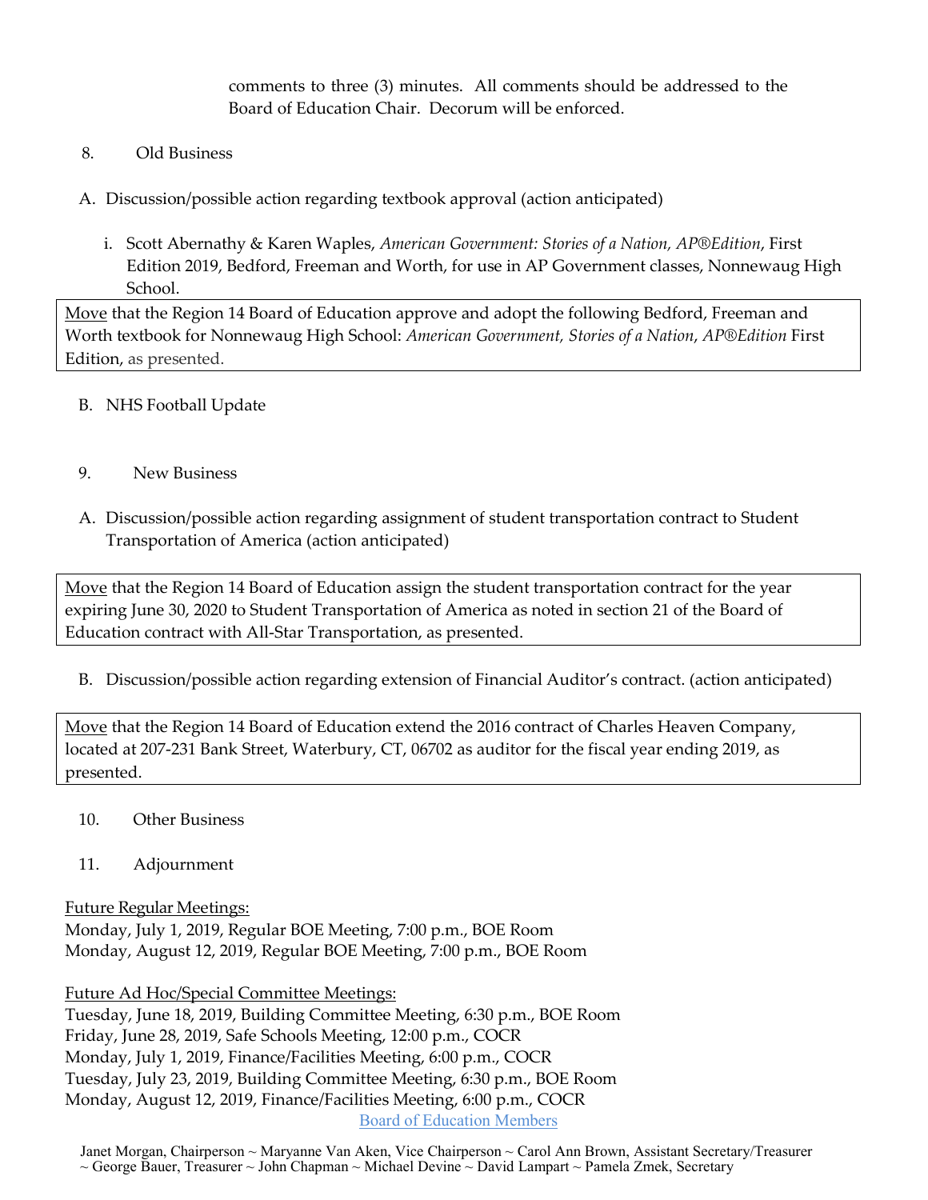comments to three (3) minutes. All comments should be addressed to the Board of Education Chair. Decorum will be enforced.

8. Old Business

A. Discussion/possible action regarding textbook approval (action anticipated)

i. Scott Abernathy & Karen Waples, *American Government: Stories of a Nation, AP®Edition*, First Edition 2019, Bedford, Freeman and Worth, for use in AP Government classes, Nonnewaug High School.

> Move that the Region 14 Board of Education approve and adopt the following Bedford, Freeman and Worth textbook for Nonnewaug High School: *American Government, Stories of a Nation*, *AP®Edition* First Edition, as presented.

B. NHS Football Update

9. New Business

A. Discussion/possible action regarding assignment of student transportation contract to Student Transportation of America (action anticipated)

> Move that the Region 14 Board of Education assign the student transportation contract for the year expiring June 30, 2020 to Student Transportation of America as noted in section 21 of the Board of Education contract with All-Star Transportation, as presented.

B. Discussion/possible action regarding extension of Financial Auditor's contract. (action anticipated)

> Move that the Region 14 Board of Education extend the 2016 contract of Charles Heaven Company, located at 207-231 Bank Street, Waterbury, CT, 06702 as auditor for the fiscal year ending 2019, as presented.

10. Other Business

11. Adjournment

Future Regular Meetings:
Monday, July 1, 2019, Regular BOE Meeting, 7:00 p.m., BOE Room
Monday, August 12, 2019, Regular BOE Meeting, 7:00 p.m., BOE Room

Future Ad Hoc/Special Committee Meetings:
Tuesday, June 18, 2019, Building Committee Meeting, 6:30 p.m., BOE Room
Friday, June 28, 2019, Safe Schools Meeting, 12:00 p.m., COCR
Monday, July 1, 2019, Finance/Facilities Meeting, 6:00 p.m., COCR
Tuesday, July 23, 2019, Building Committee Meeting, 6:30 p.m., BOE Room
Monday, August 12, 2019, Finance/Facilities Meeting, 6:00 p.m., COCR

Board of Education Members

Janet Morgan, Chairperson ~ Maryanne Van Aken, Vice Chairperson ~ Carol Ann Brown, Assistant Secretary/Treasurer ~ George Bauer, Treasurer ~ John Chapman ~ Michael Devine ~ David Lampart ~ Pamela Zmek, Secretary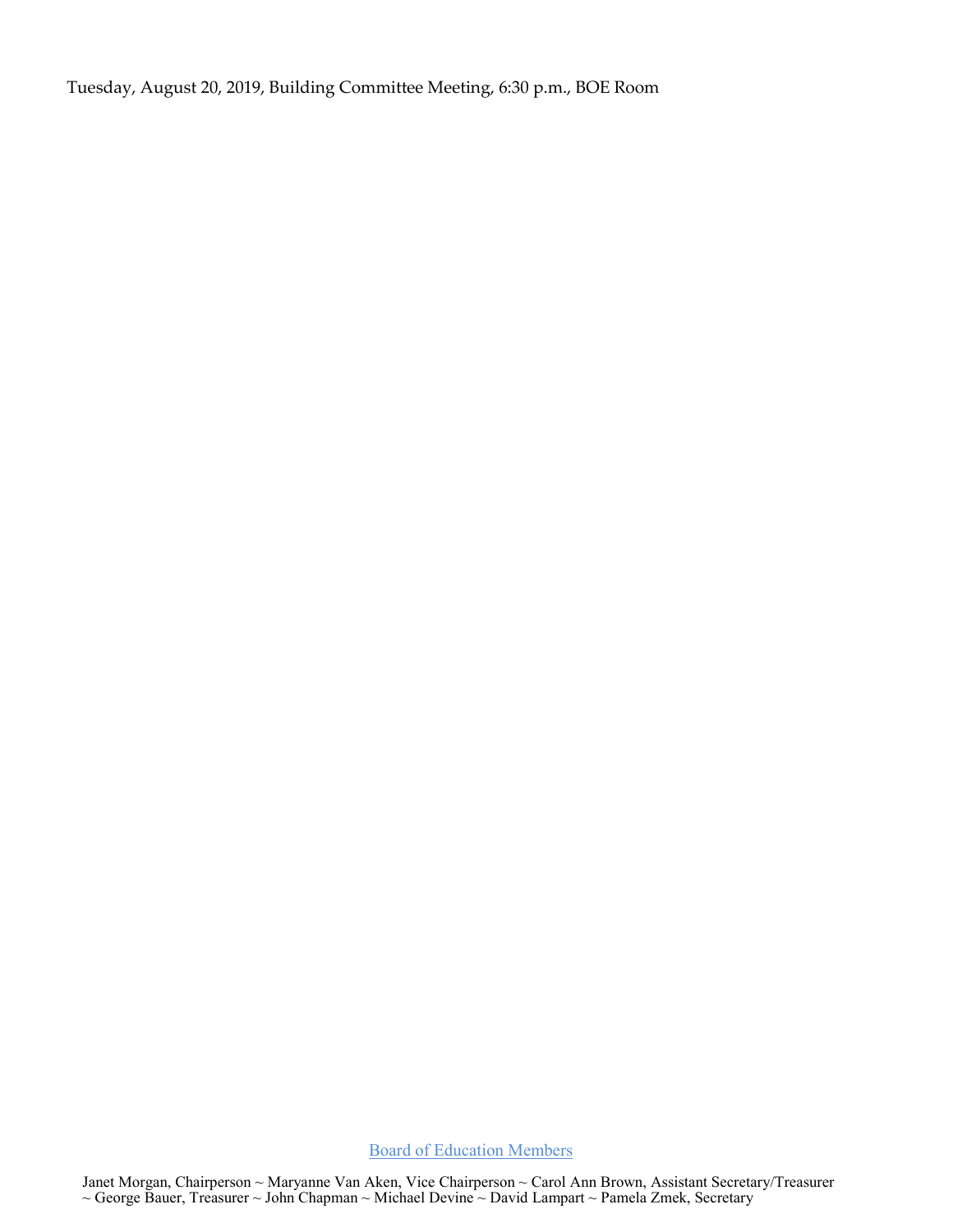Tuesday, August 20, 2019, Building Committee Meeting, 6:30 p.m., BOE Room

Board of Education Members

Janet Morgan, Chairperson ~ Maryanne Van Aken, Vice Chairperson ~ Carol Ann Brown, Assistant Secretary/Treasurer ~ George Bauer, Treasurer ~ John Chapman ~ Michael Devine ~ David Lampart ~ Pamela Zmek, Secretary